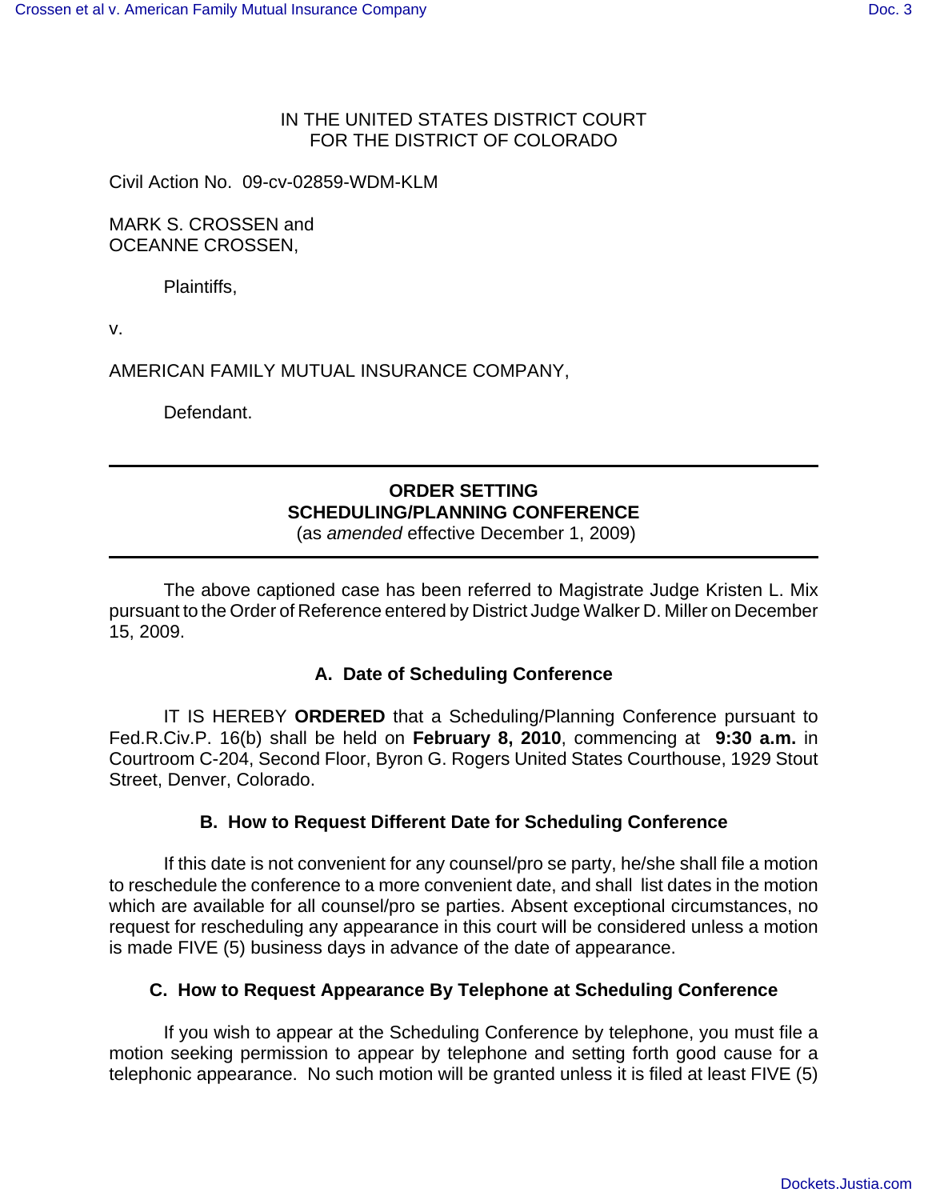IN THE UNITED STATES DISTRICT COURT
FOR THE DISTRICT OF COLORADO

Civil Action No. 09-cv-02859-WDM-KLM

MARK S. CROSSEN and
OCEANNE CROSSEN,

Plaintiffs,

v.

AMERICAN FAMILY MUTUAL INSURANCE COMPANY,

Defendant.

---

**ORDER SETTING**
**SCHEDULING/PLANNING CONFERENCE**
(as *amended* effective December 1, 2009)

---

The above captioned case has been referred to Magistrate Judge Kristen L. Mix pursuant to the Order of Reference entered by District Judge Walker D. Miller on December 15, 2009.

### A. Date of Scheduling Conference

IT IS HEREBY **ORDERED** that a Scheduling/Planning Conference pursuant to Fed.R.Civ.P. 16(b) shall be held on **February 8, 2010**, commencing at **9:30 a.m.** in Courtroom C-204, Second Floor, Byron G. Rogers United States Courthouse, 1929 Stout Street, Denver, Colorado.

### B. How to Request Different Date for Scheduling Conference

If this date is not convenient for any counsel/pro se party, he/she shall file a motion to reschedule the conference to a more convenient date, and shall list dates in the motion which are available for all counsel/pro se parties. Absent exceptional circumstances, no request for rescheduling any appearance in this court will be considered unless a motion is made FIVE (5) business days in advance of the date of appearance.

### C. How to Request Appearance By Telephone at Scheduling Conference

If you wish to appear at the Scheduling Conference by telephone, you must file a motion seeking permission to appear by telephone and setting forth good cause for a telephonic appearance. No such motion will be granted unless it is filed at least FIVE (5)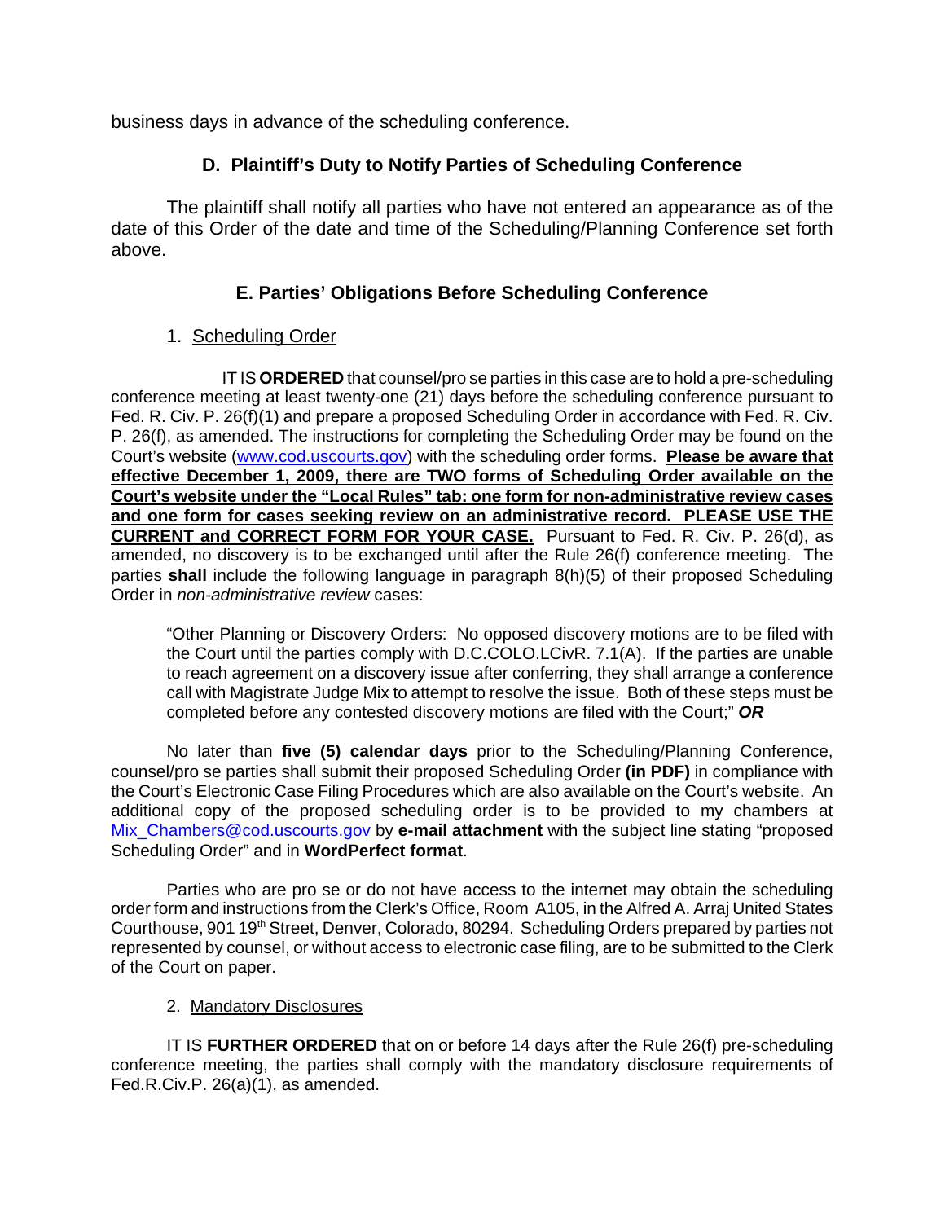business days in advance of the scheduling conference.

### D. Plaintiff's Duty to Notify Parties of Scheduling Conference

The plaintiff shall notify all parties who have not entered an appearance as of the date of this Order of the date and time of the Scheduling/Planning Conference set forth above.

### E. Parties' Obligations Before Scheduling Conference

1. Scheduling Order

IT IS **ORDERED** that counsel/pro se parties in this case are to hold a pre-scheduling conference meeting at least twenty-one (21) days before the scheduling conference pursuant to Fed. R. Civ. P. 26(f)(1) and prepare a proposed Scheduling Order in accordance with Fed. R. Civ. P. 26(f), as amended. The instructions for completing the Scheduling Order may be found on the Court's website (www.cod.uscourts.gov) with the scheduling order forms. **Please be aware that effective December 1, 2009, there are TWO forms of Scheduling Order available on the Court's website under the "Local Rules" tab: one form for non-administrative review cases and one form for cases seeking review on an administrative record. PLEASE USE THE CURRENT and CORRECT FORM FOR YOUR CASE.** Pursuant to Fed. R. Civ. P. 26(d), as amended, no discovery is to be exchanged until after the Rule 26(f) conference meeting. The parties **shall** include the following language in paragraph 8(h)(5) of their proposed Scheduling Order in *non-administrative review* cases:

> "Other Planning or Discovery Orders: No opposed discovery motions are to be filed with the Court until the parties comply with D.C.COLO.LCivR. 7.1(A). If the parties are unable to reach agreement on a discovery issue after conferring, they shall arrange a conference call with Magistrate Judge Mix to attempt to resolve the issue. Both of these steps must be completed before any contested discovery motions are filed with the Court;" ***OR***

No later than **five (5) calendar days** prior to the Scheduling/Planning Conference, counsel/pro se parties shall submit their proposed Scheduling Order **(in PDF)** in compliance with the Court's Electronic Case Filing Procedures which are also available on the Court's website. An additional copy of the proposed scheduling order is to be provided to my chambers at Mix_Chambers@cod.uscourts.gov by **e-mail attachment** with the subject line stating "proposed Scheduling Order" and in **WordPerfect format**.

Parties who are pro se or do not have access to the internet may obtain the scheduling order form and instructions from the Clerk's Office, Room A105, in the Alfred A. Arraj United States Courthouse, 901 19th Street, Denver, Colorado, 80294. Scheduling Orders prepared by parties not represented by counsel, or without access to electronic case filing, are to be submitted to the Clerk of the Court on paper.

2. Mandatory Disclosures

IT IS **FURTHER ORDERED** that on or before 14 days after the Rule 26(f) pre-scheduling conference meeting, the parties shall comply with the mandatory disclosure requirements of Fed.R.Civ.P. 26(a)(1), as amended.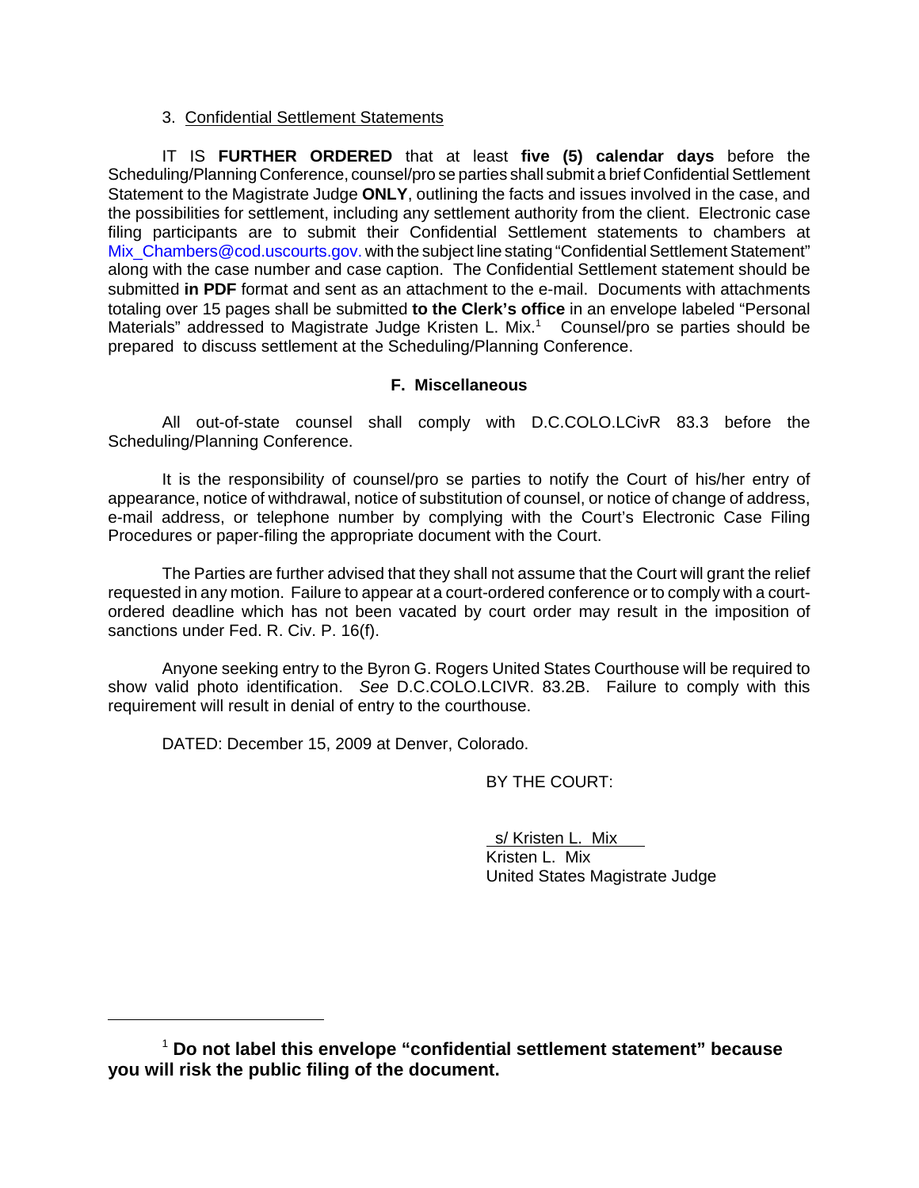3. Confidential Settlement Statements

IT IS **FURTHER ORDERED** that at least **five (5) calendar days** before the Scheduling/Planning Conference, counsel/pro se parties shall submit a brief Confidential Settlement Statement to the Magistrate Judge **ONLY**, outlining the facts and issues involved in the case, and the possibilities for settlement, including any settlement authority from the client. Electronic case filing participants are to submit their Confidential Settlement statements to chambers at Mix_Chambers@cod.uscourts.gov. with the subject line stating "Confidential Settlement Statement" along with the case number and case caption. The Confidential Settlement statement should be submitted **in PDF** format and sent as an attachment to the e-mail. Documents with attachments totaling over 15 pages shall be submitted **to the Clerk's office** in an envelope labeled "Personal Materials" addressed to Magistrate Judge Kristen L. Mix.[1] Counsel/pro se parties should be prepared to discuss settlement at the Scheduling/Planning Conference.

**F. Miscellaneous**

All out-of-state counsel shall comply with D.C.COLO.LCivR 83.3 before the Scheduling/Planning Conference.

It is the responsibility of counsel/pro se parties to notify the Court of his/her entry of appearance, notice of withdrawal, notice of substitution of counsel, or notice of change of address, e-mail address, or telephone number by complying with the Court's Electronic Case Filing Procedures or paper-filing the appropriate document with the Court.

The Parties are further advised that they shall not assume that the Court will grant the relief requested in any motion. Failure to appear at a court-ordered conference or to comply with a court-ordered deadline which has not been vacated by court order may result in the imposition of sanctions under Fed. R. Civ. P. 16(f).

Anyone seeking entry to the Byron G. Rogers United States Courthouse will be required to show valid photo identification. *See* D.C.COLO.LCIVR. 83.2B. Failure to comply with this requirement will result in denial of entry to the courthouse.

DATED: December 15, 2009 at Denver, Colorado.

BY THE COURT:

s/ Kristen L. Mix
Kristen L. Mix
United States Magistrate Judge

---

[1] **Do not label this envelope "confidential settlement statement" because you will risk the public filing of the document.**